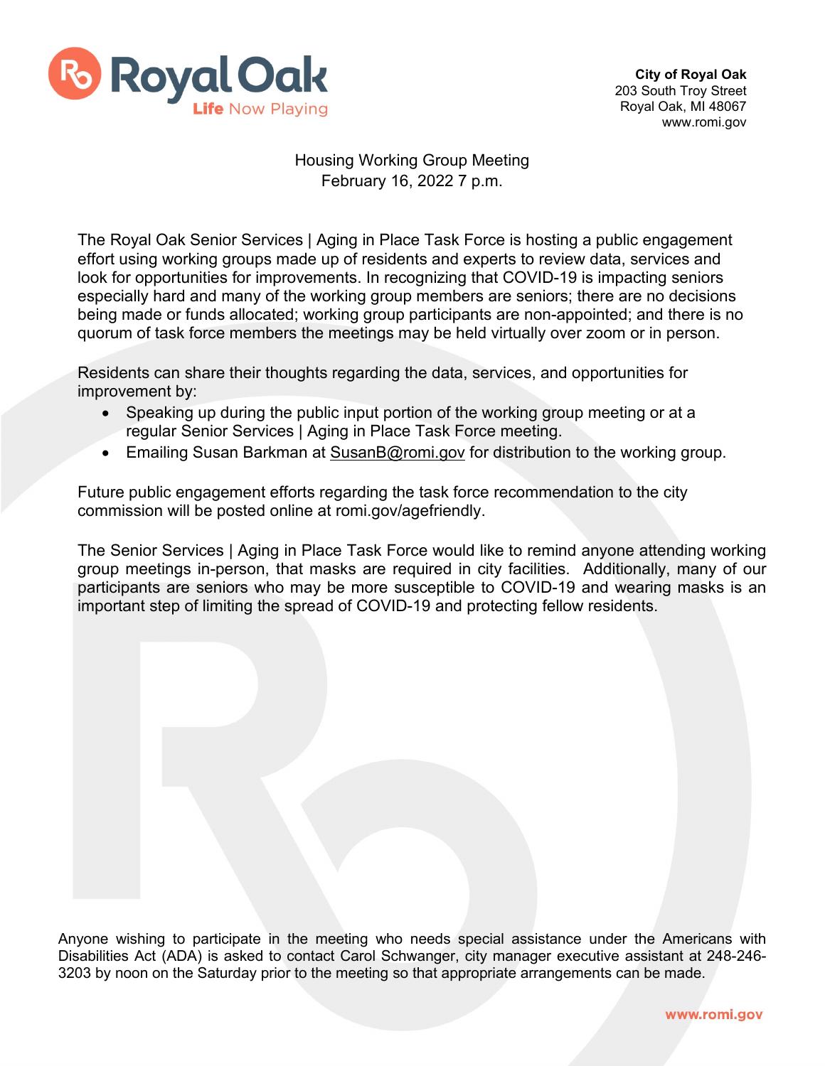**City of Royal Oak**
203 South Troy Street
Royal Oak, MI 48067
www.romi.gov

# Housing Working Group Meeting
## February 16, 2022 7 p.m.

The Royal Oak Senior Services | Aging in Place Task Force is hosting a public engagement effort using working groups made up of residents and experts to review data, services and look for opportunities for improvements. In recognizing that COVID-19 is impacting seniors especially hard and many of the working group members are seniors; there are no decisions being made or funds allocated; working group participants are non-appointed; and there is no quorum of task force members the meetings may be held virtually over zoom or in person.

Residents can share their thoughts regarding the data, services, and opportunities for improvement by:

- Speaking up during the public input portion of the working group meeting or at a regular Senior Services | Aging in Place Task Force meeting.
- Emailing Susan Barkman at SusanB@romi.gov for distribution to the working group.

Future public engagement efforts regarding the task force recommendation to the city commission will be posted online at romi.gov/agefriendly.

The Senior Services | Aging in Place Task Force would like to remind anyone attending working group meetings in-person, that masks are required in city facilities. Additionally, many of our participants are seniors who may be more susceptible to COVID-19 and wearing masks is an important step of limiting the spread of COVID-19 and protecting fellow residents.

Anyone wishing to participate in the meeting who needs special assistance under the Americans with Disabilities Act (ADA) is asked to contact Carol Schwanger, city manager executive assistant at 248-246-3203 by noon on the Saturday prior to the meeting so that appropriate arrangements can be made.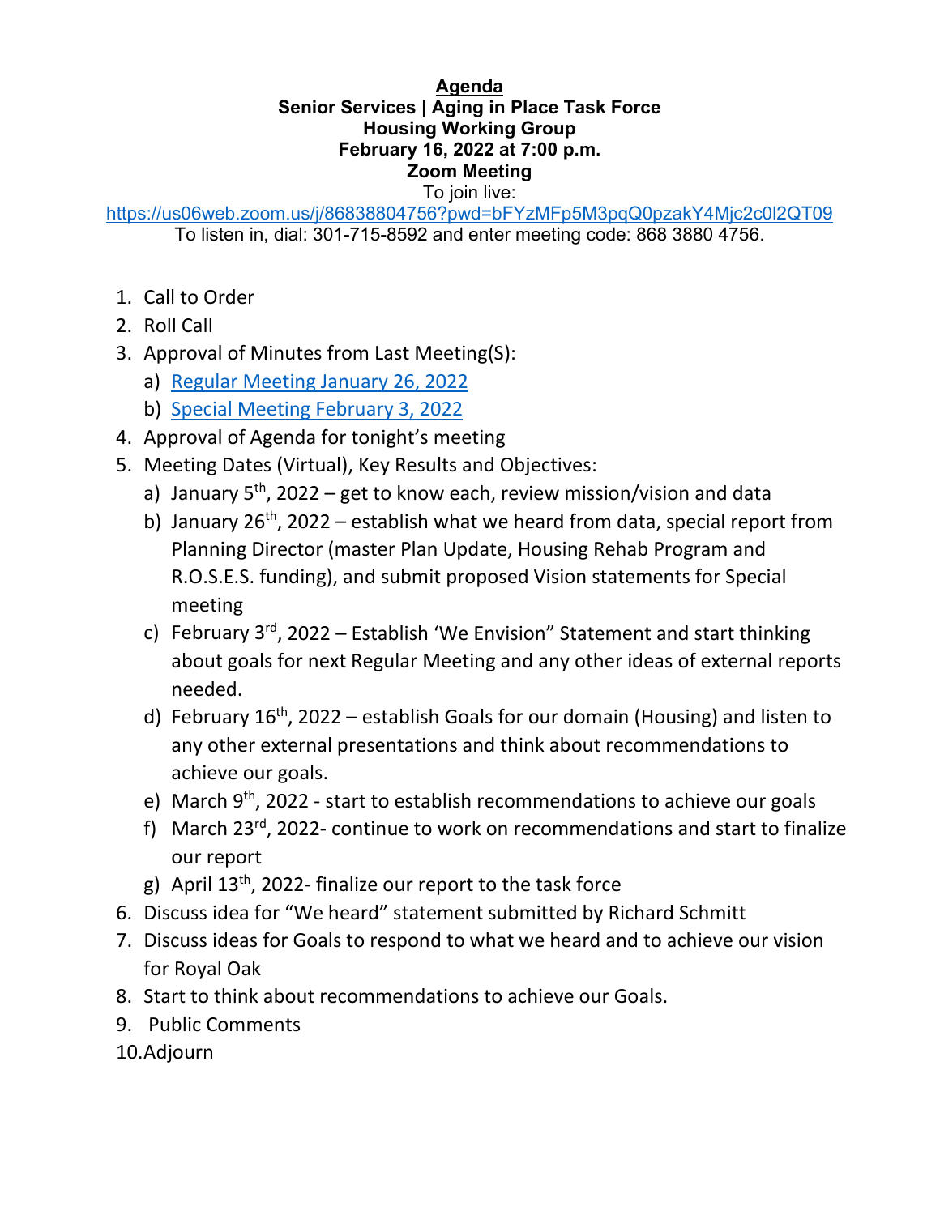**Agenda**

**Senior Services | Aging in Place Task Force**

**Housing Working Group**

**February 16, 2022 at 7:00 p.m.**

**Zoom Meeting**

To join live:

https://us06web.zoom.us/j/86838804756?pwd=bFYzMFp5M3pqQ0pzakY4Mjc2c0l2QT09

To listen in, dial: 301-715-8592 and enter meeting code: 868 3880 4756.

1. Call to Order
2. Roll Call
3. Approval of Minutes from Last Meeting(S):
   a) Regular Meeting January 26, 2022
   b) Special Meeting February 3, 2022
4. Approval of Agenda for tonight's meeting
5. Meeting Dates (Virtual), Key Results and Objectives:
   a) January 5th, 2022 – get to know each, review mission/vision and data
   b) January 26th, 2022 – establish what we heard from data, special report from Planning Director (master Plan Update, Housing Rehab Program and R.O.S.E.S. funding), and submit proposed Vision statements for Special meeting
   c) February 3rd, 2022 – Establish 'We Envision" Statement and start thinking about goals for next Regular Meeting and any other ideas of external reports needed.
   d) February 16th, 2022 – establish Goals for our domain (Housing) and listen to any other external presentations and think about recommendations to achieve our goals.
   e) March 9th, 2022 - start to establish recommendations to achieve our goals
   f) March 23rd, 2022- continue to work on recommendations and start to finalize our report
   g) April 13th, 2022- finalize our report to the task force
6. Discuss idea for "We heard" statement submitted by Richard Schmitt
7. Discuss ideas for Goals to respond to what we heard and to achieve our vision for Royal Oak
8. Start to think about recommendations to achieve our Goals.
9. Public Comments
10. Adjourn